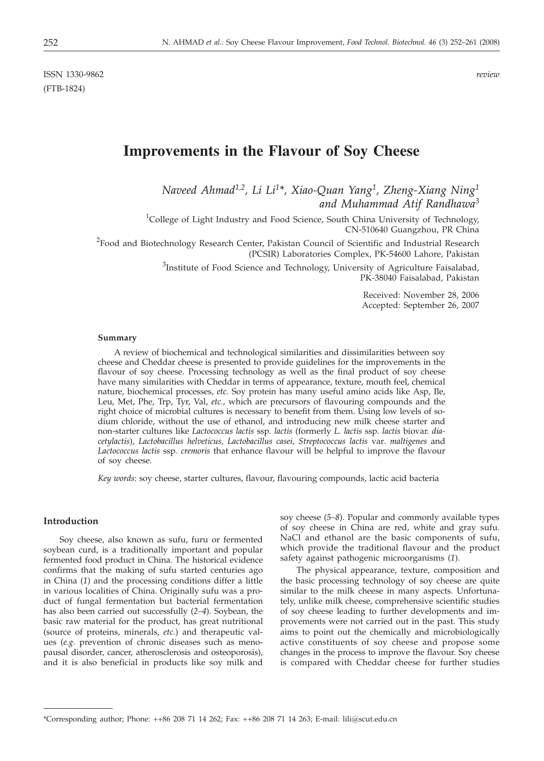ISSN 1330-9862 *review*
(FTB-1824)

# Improvements in the Flavour of Soy Cheese

*Naveed Ahmad[1,2], Li Li[1]*, Xiao-Quan Yang[1], Zheng-Xiang Ning[1] and Muhammad Atif Randhawa[3]*

[1]College of Light Industry and Food Science, South China University of Technology, CN-510640 Guangzhou, PR China

[2]Food and Biotechnology Research Center, Pakistan Council of Scientific and Industrial Research (PCSIR) Laboratories Complex, PK-54600 Lahore, Pakistan

[3]Institute of Food Science and Technology, University of Agriculture Faisalabad, PK-38040 Faisalabad, Pakistan

Received: November 28, 2006
Accepted: September 26, 2007

#### Summary

A review of biochemical and technological similarities and dissimilarities between soy cheese and Cheddar cheese is presented to provide guidelines for the improvements in the flavour of soy cheese. Processing technology as well as the final product of soy cheese have many similarities with Cheddar in terms of appearance, texture, mouth feel, chemical nature, biochemical processes, *etc.* Soy protein has many useful amino acids like Asp, Ile, Leu, Met, Phe, Trp, Tyr, Val, *etc.*, which are precursors of flavouring compounds and the right choice of microbial cultures is necessary to benefit from them. Using low levels of sodium chloride, without the use of ethanol, and introducing new milk cheese starter and non-starter cultures like *Lactococcus lactis* ssp. *lactis* (formerly *L. lactis* ssp. *lactis* biovar. *diacetylactis*), *Lactobacillus helveticus, Lactobacillus casei, Streptococcus lactis* var. *maltigenes* and *Lactococcus lactis* ssp. *cremoris* that enhance flavour will be helpful to improve the flavour of soy cheese.

*Key words*: soy cheese, starter cultures, flavour, flavouring compounds, lactic acid bacteria

#### Introduction

Soy cheese, also known as sufu, furu or fermented soybean curd, is a traditionally important and popular fermented food product in China. The historical evidence confirms that the making of sufu started centuries ago in China (*1*) and the processing conditions differ a little in various localities of China. Originally sufu was a product of fungal fermentation but bacterial fermentation has also been carried out successfully (*2–4*). Soybean, the basic raw material for the product, has great nutritional (source of proteins, minerals, *etc.*) and therapeutic values (*e.g.* prevention of chronic diseases such as menopausal disorder, cancer, atherosclerosis and osteoporosis), and it is also beneficial in products like soy milk and soy cheese (*5–8*). Popular and commonly available types of soy cheese in China are red, white and gray sufu. NaCl and ethanol are the basic components of sufu, which provide the traditional flavour and the product safety against pathogenic microorganisms (*1*).

The physical appearance, texture, composition and the basic processing technology of soy cheese are quite similar to the milk cheese in many aspects. Unfortunately, unlike milk cheese, comprehensive scientific studies of soy cheese leading to further developments and improvements were not carried out in the past. This study aims to point out the chemically and microbiologically active constituents of soy cheese and propose some changes in the process to improve the flavour. Soy cheese is compared with Cheddar cheese for further studies

---

*Corresponding author; Phone: ++86 208 71 14 262; Fax: ++86 208 71 14 263; E-mail: lili@scut.edu.cn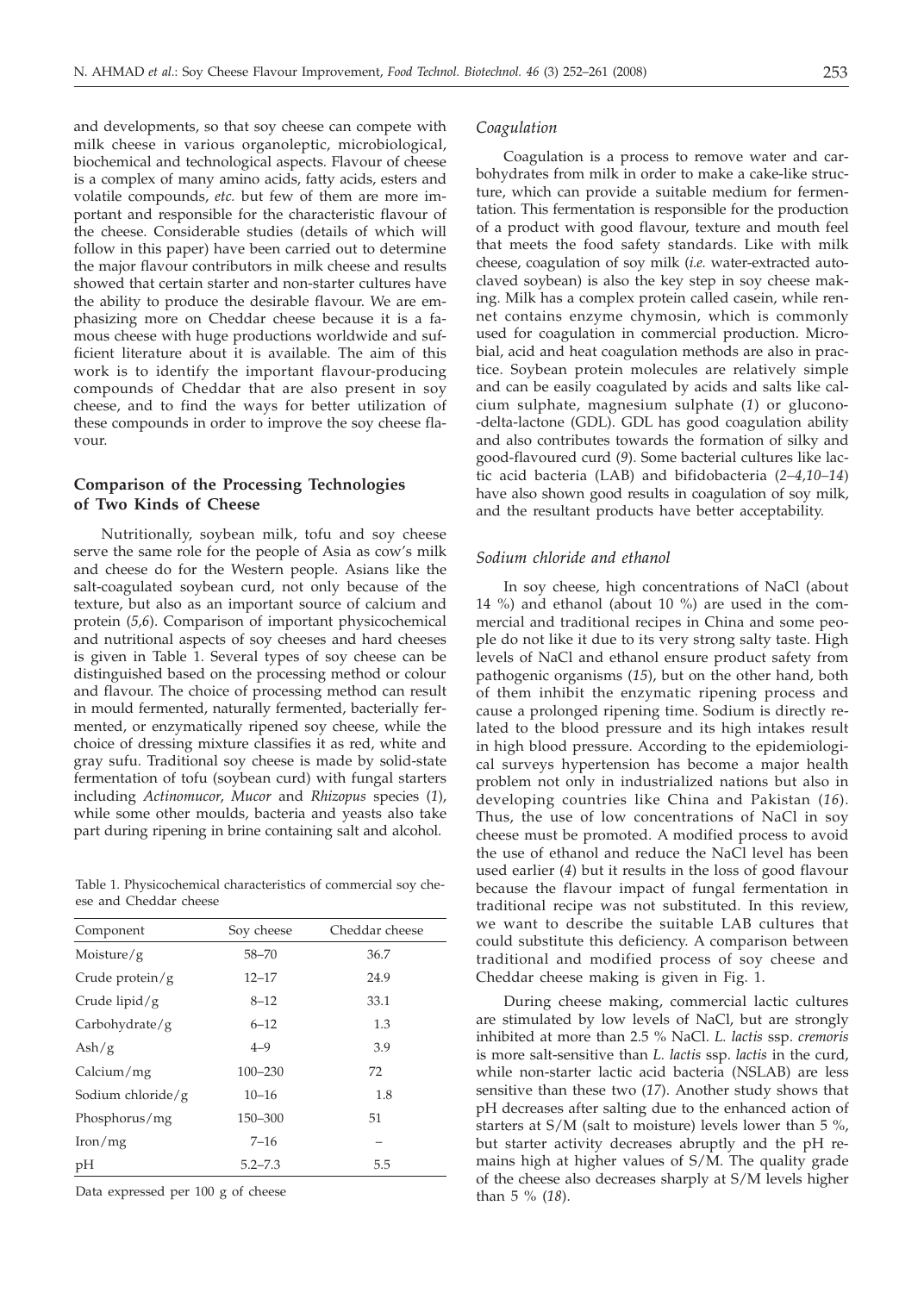and developments, so that soy cheese can compete with milk cheese in various organoleptic, microbiological, biochemical and technological aspects. Flavour of cheese is a complex of many amino acids, fatty acids, esters and volatile compounds, *etc.* but few of them are more important and responsible for the characteristic flavour of the cheese. Considerable studies (details of which will follow in this paper) have been carried out to determine the major flavour contributors in milk cheese and results showed that certain starter and non-starter cultures have the ability to produce the desirable flavour. We are emphasizing more on Cheddar cheese because it is a famous cheese with huge productions worldwide and sufficient literature about it is available. The aim of this work is to identify the important flavour-producing compounds of Cheddar that are also present in soy cheese, and to find the ways for better utilization of these compounds in order to improve the soy cheese flavour.

## Comparison of the Processing Technologies of Two Kinds of Cheese

Nutritionally, soybean milk, tofu and soy cheese serve the same role for the people of Asia as cow's milk and cheese do for the Western people. Asians like the salt-coagulated soybean curd, not only because of the texture, but also as an important source of calcium and protein (*5,6*). Comparison of important physicochemical and nutritional aspects of soy cheeses and hard cheeses is given in Table 1. Several types of soy cheese can be distinguished based on the processing method or colour and flavour. The choice of processing method can result in mould fermented, naturally fermented, bacterially fermented, or enzymatically ripened soy cheese, while the choice of dressing mixture classifies it as red, white and gray sufu. Traditional soy cheese is made by solid-state fermentation of tofu (soybean curd) with fungal starters including *Actinomucor*, *Mucor* and *Rhizopus* species (*1*), while some other moulds, bacteria and yeasts also take part during ripening in brine containing salt and alcohol.

Table 1. Physicochemical characteristics of commercial soy cheese and Cheddar cheese

| Component | Soy cheese | Cheddar cheese |
|---|---|---|
| Moisture/g | 58–70 | 36.7 |
| Crude protein/g | 12–17 | 24.9 |
| Crude lipid/g | 8–12 | 33.1 |
| Carbohydrate/g | 6–12 | 1.3 |
| Ash/g | 4–9 | 3.9 |
| Calcium/mg | 100–230 | 72 |
| Sodium chloride/g | 10–16 | 1.8 |
| Phosphorus/mg | 150–300 | 51 |
| Iron/mg | 7–16 | – |
| pH | 5.2–7.3 | 5.5 |

Data expressed per 100 g of cheese

### *Coagulation*

Coagulation is a process to remove water and carbohydrates from milk in order to make a cake-like structure, which can provide a suitable medium for fermentation. This fermentation is responsible for the production of a product with good flavour, texture and mouth feel that meets the food safety standards. Like with milk cheese, coagulation of soy milk (*i.e.* water-extracted autoclaved soybean) is also the key step in soy cheese making. Milk has a complex protein called casein, while rennet contains enzyme chymosin, which is commonly used for coagulation in commercial production. Microbial, acid and heat coagulation methods are also in practice. Soybean protein molecules are relatively simple and can be easily coagulated by acids and salts like calcium sulphate, magnesium sulphate (*1*) or glucono-delta-lactone (GDL). GDL has good coagulation ability and also contributes towards the formation of silky and good-flavoured curd (*9*). Some bacterial cultures like lactic acid bacteria (LAB) and bifidobacteria (*2–4,10–14*) have also shown good results in coagulation of soy milk, and the resultant products have better acceptability.

### *Sodium chloride and ethanol*

In soy cheese, high concentrations of NaCl (about 14 %) and ethanol (about 10 %) are used in the commercial and traditional recipes in China and some people do not like it due to its very strong salty taste. High levels of NaCl and ethanol ensure product safety from pathogenic organisms (*15*), but on the other hand, both of them inhibit the enzymatic ripening process and cause a prolonged ripening time. Sodium is directly related to the blood pressure and its high intakes result in high blood pressure. According to the epidemiological surveys hypertension has become a major health problem not only in industrialized nations but also in developing countries like China and Pakistan (*16*). Thus, the use of low concentrations of NaCl in soy cheese must be promoted. A modified process to avoid the use of ethanol and reduce the NaCl level has been used earlier (*4*) but it results in the loss of good flavour because the flavour impact of fungal fermentation in traditional recipe was not substituted. In this review, we want to describe the suitable LAB cultures that could substitute this deficiency. A comparison between traditional and modified process of soy cheese and Cheddar cheese making is given in Fig. 1.

During cheese making, commercial lactic cultures are stimulated by low levels of NaCl, but are strongly inhibited at more than 2.5 % NaCl. *L. lactis* ssp. *cremoris* is more salt-sensitive than *L. lactis* ssp. *lactis* in the curd, while non-starter lactic acid bacteria (NSLAB) are less sensitive than these two (*17*). Another study shows that pH decreases after salting due to the enhanced action of starters at S/M (salt to moisture) levels lower than 5 %, but starter activity decreases abruptly and the pH remains high at higher values of S/M. The quality grade of the cheese also decreases sharply at S/M levels higher than 5 % (*18*).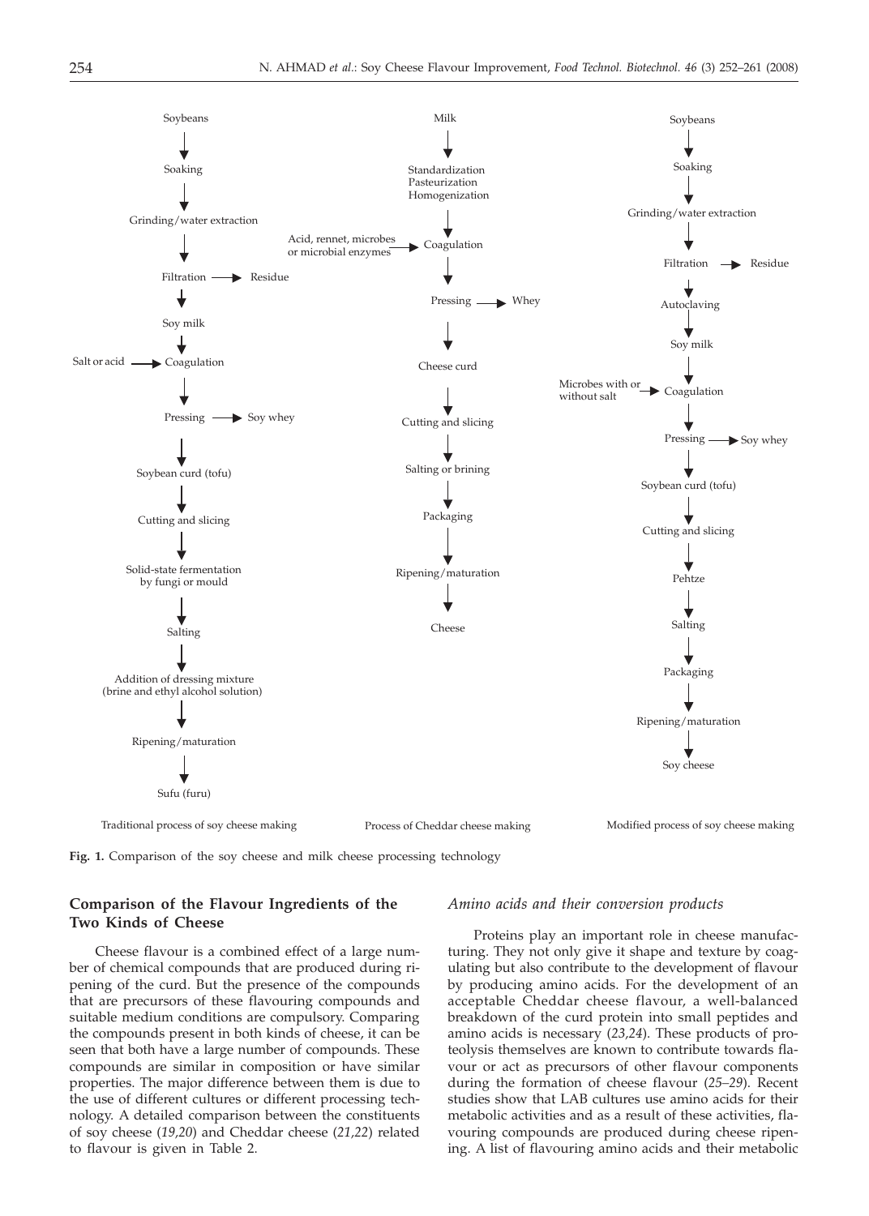**Traditional process of soy cheese making**

Soybeans → Soaking → Grinding/water extraction → Filtration (→ Residue) → Soy milk → Coagulation (← Salt or acid) → Pressing (→ Soy whey) → Soybean curd (tofu) → Cutting and slicing → Solid-state fermentation by fungi or mould → Salting → Addition of dressing mixture (brine and ethyl alcohol solution) → Ripening/maturation → Sufu (furu)

**Process of Cheddar cheese making**

Milk → Standardization, Pasteurization, Homogenization → Coagulation (← Acid, rennet, microbes or microbial enzymes) → Pressing (→ Whey) → Cheese curd → Cutting and slicing → Salting or brining → Packaging → Ripening/maturation → Cheese

**Modified process of soy cheese making**

Soybeans → Soaking → Grinding/water extraction → Filtration (→ Residue) → Autoclaving → Soy milk → Coagulation (← Microbes with or without salt) → Pressing (→ Soy whey) → Soybean curd (tofu) → Cutting and slicing → Pehtze → Salting → Packaging → Ripening/maturation → Soy cheese

**Fig. 1.** Comparison of the soy cheese and milk cheese processing technology

## Comparison of the Flavour Ingredients of the Two Kinds of Cheese

Cheese flavour is a combined effect of a large number of chemical compounds that are produced during ripening of the curd. But the presence of the compounds that are precursors of these flavouring compounds and suitable medium conditions are compulsory. Comparing the compounds present in both kinds of cheese, it can be seen that both have a large number of compounds. These compounds are similar in composition or have similar properties. The major difference between them is due to the use of different cultures or different processing technology. A detailed comparison between the constituents of soy cheese (*19,20*) and Cheddar cheese (*21,22*) related to flavour is given in Table 2.

### *Amino acids and their conversion products*

Proteins play an important role in cheese manufacturing. They not only give it shape and texture by coagulating but also contribute to the development of flavour by producing amino acids. For the development of an acceptable Cheddar cheese flavour, a well-balanced breakdown of the curd protein into small peptides and amino acids is necessary (*23,24*). These products of proteolysis themselves are known to contribute towards flavour or act as precursors of other flavour components during the formation of cheese flavour (*25–29*). Recent studies show that LAB cultures use amino acids for their metabolic activities and as a result of these activities, flavouring compounds are produced during cheese ripening. A list of flavouring amino acids and their metabolic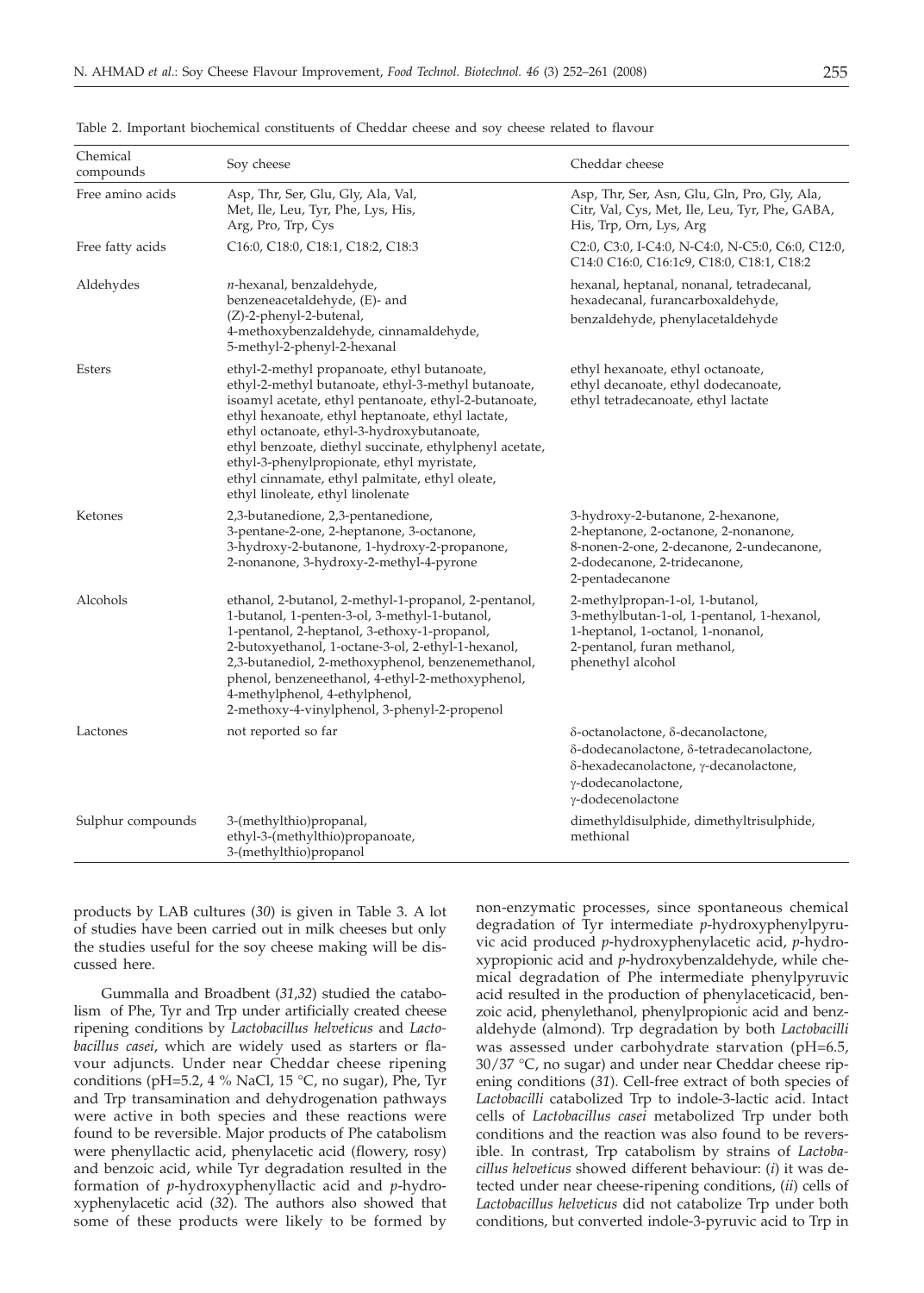Table 2. Important biochemical constituents of Cheddar cheese and soy cheese related to flavour

| Chemical compounds | Soy cheese | Cheddar cheese |
|---|---|---|
| Free amino acids | Asp, Thr, Ser, Glu, Gly, Ala, Val, Met, Ile, Leu, Tyr, Phe, Lys, His, Arg, Pro, Trp, Cys | Asp, Thr, Ser, Asn, Glu, Gln, Pro, Gly, Ala, Citr, Val, Cys, Met, Ile, Leu, Tyr, Phe, GABA, His, Trp, Orn, Lys, Arg |
| Free fatty acids | C16:0, C18:0, C18:1, C18:2, C18:3 | C2:0, C3:0, I-C4:0, N-C4:0, N-C5:0, C6:0, C12:0, C14:0 C16:0, C16:1c9, C18:0, C18:1, C18:2 |
| Aldehydes | *n*-hexanal, benzaldehyde, benzeneacetaldehyde, (E)- and (Z)-2-phenyl-2-butenal, 4-methoxybenzaldehyde, cinnamaldehyde, 5-methyl-2-phenyl-2-hexanal | hexanal, heptanal, nonanal, tetradecanal, hexadecanal, furancarboxaldehyde, benzaldehyde, phenylacetaldehyde |
| Esters | ethyl-2-methyl propanoate, ethyl butanoate, ethyl-2-methyl butanoate, ethyl-3-methyl butanoate, isoamyl acetate, ethyl pentanoate, ethyl-2-butanoate, ethyl hexanoate, ethyl heptanoate, ethyl lactate, ethyl octanoate, ethyl-3-hydroxybutanoate, ethyl benzoate, diethyl succinate, ethylphenyl acetate, ethyl-3-phenylpropionate, ethyl myristate, ethyl cinnamate, ethyl palmitate, ethyl oleate, ethyl linoleate, ethyl linolenate | ethyl hexanoate, ethyl octanoate, ethyl decanoate, ethyl dodecanoate, ethyl tetradecanoate, ethyl lactate |
| Ketones | 2,3-butanedione, 2,3-pentanedione, 3-pentane-2-one, 2-heptanone, 3-octanone, 3-hydroxy-2-butanone, 1-hydroxy-2-propanone, 2-nonanone, 3-hydroxy-2-methyl-4-pyrone | 3-hydroxy-2-butanone, 2-hexanone, 2-heptanone, 2-octanone, 2-nonanone, 8-nonen-2-one, 2-decanone, 2-undecanone, 2-dodecanone, 2-tridecanone, 2-pentadecanone |
| Alcohols | ethanol, 2-butanol, 2-methyl-1-propanol, 2-pentanol, 1-butanol, 1-penten-3-ol, 3-methyl-1-butanol, 1-pentanol, 2-heptanol, 3-ethoxy-1-propanol, 2-butoxyethanol, 1-octane-3-ol, 2-ethyl-1-hexanol, 2,3-butanediol, 2-methoxyphenol, benzenemethanol, phenol, benzeneethanol, 4-ethyl-2-methoxyphenol, 4-methylphenol, 4-ethylphenol, 2-methoxy-4-vinylphenol, 3-phenyl-2-propenol | 2-methylpropan-1-ol, 1-butanol, 3-methylbutan-1-ol, 1-pentanol, 1-hexanol, 1-heptanol, 1-octanol, 1-nonanol, 2-pentanol, furan methanol, phenethyl alcohol |
| Lactones | not reported so far | δ-octanolactone, δ-decanolactone, δ-dodecanolactone, δ-tetradecanolactone, δ-hexadecanolactone, γ-decanolactone, γ-dodecanolactone, γ-dodecenolactone |
| Sulphur compounds | 3-(methylthio)propanal, ethyl-3-(methylthio)propanoate, 3-(methylthio)propanol | dimethyldisulphide, dimethyltrisulphide, methional |

products by LAB cultures (*30*) is given in Table 3. A lot of studies have been carried out in milk cheeses but only the studies useful for the soy cheese making will be discussed here.

Gummalla and Broadbent (*31*,*32*) studied the catabolism of Phe, Tyr and Trp under artificially created cheese ripening conditions by *Lactobacillus helveticus* and *Lactobacillus casei*, which are widely used as starters or flavour adjuncts. Under near Cheddar cheese ripening conditions (pH=5.2, 4 % NaCl, 15 °C, no sugar), Phe, Tyr and Trp transamination and dehydrogenation pathways were active in both species and these reactions were found to be reversible. Major products of Phe catabolism were phenyllactic acid, phenylacetic acid (flowery, rosy) and benzoic acid, while Tyr degradation resulted in the formation of *p*-hydroxyphenyllactic acid and *p*-hydroxyphenylacetic acid (*32*). The authors also showed that some of these products were likely to be formed by non-enzymatic processes, since spontaneous chemical degradation of Tyr intermediate *p*-hydroxyphenylpyruvic acid produced *p*-hydroxyphenylacetic acid, *p*-hydroxypropionic acid and *p*-hydroxybenzaldehyde, while chemical degradation of Phe intermediate phenylpyruvic acid resulted in the production of phenylaceticacid, benzoic acid, phenylethanol, phenylpropionic acid and benzaldehyde (almond). Trp degradation by both *Lactobacilli* was assessed under carbohydrate starvation (pH=6.5, 30/37 °C, no sugar) and under near Cheddar cheese ripening conditions (*31*). Cell-free extract of both species of *Lactobacilli* catabolized Trp to indole-3-lactic acid. Intact cells of *Lactobacillus casei* metabolized Trp under both conditions and the reaction was also found to be reversible. In contrast, Trp catabolism by strains of *Lactobacillus helveticus* showed different behaviour: (*i*) it was detected under near cheese-ripening conditions, (*ii*) cells of *Lactobacillus helveticus* did not catabolize Trp under both conditions, but converted indole-3-pyruvic acid to Trp in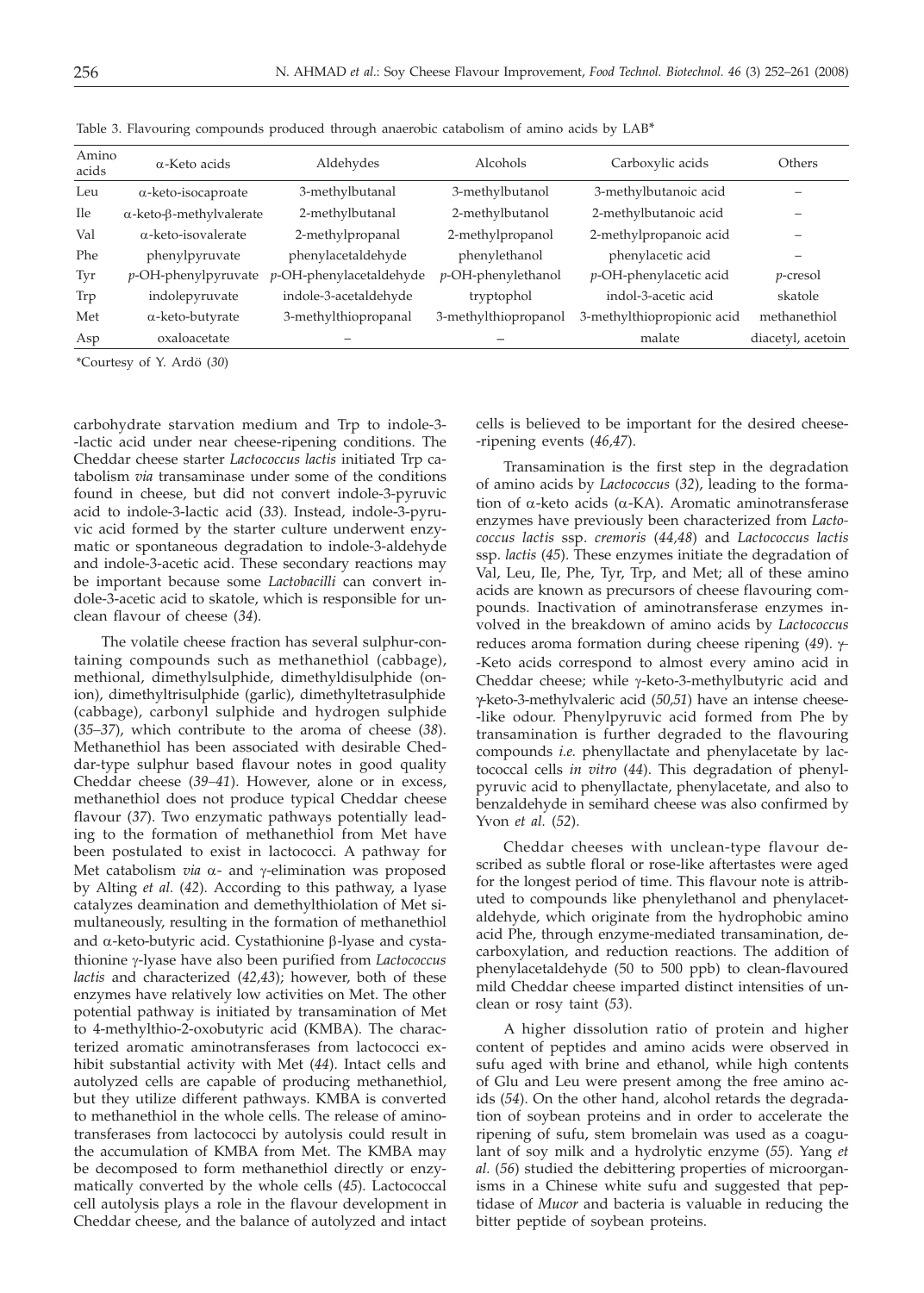Table 3. Flavouring compounds produced through anaerobic catabolism of amino acids by LAB*

| Amino acids | α-Keto acids | Aldehydes | Alcohols | Carboxylic acids | Others |
|---|---|---|---|---|---|
| Leu | α-keto-isocaproate | 3-methylbutanal | 3-methylbutanol | 3-methylbutanoic acid | – |
| Ile | α-keto-β-methylvalerate | 2-methylbutanal | 2-methylbutanol | 2-methylbutanoic acid | – |
| Val | α-keto-isovalerate | 2-methylpropanal | 2-methylpropanol | 2-methylpropanoic acid | – |
| Phe | phenylpyruvate | phenylacetaldehyde | phenylethanol | phenylacetic acid | – |
| Tyr | *p*-OH-phenylpyruvate | *p*-OH-phenylacetaldehyde | *p*-OH-phenylethanol | *p*-OH-phenylacetic acid | *p*-cresol |
| Trp | indolepyruvate | indole-3-acetaldehyde | tryptophol | indol-3-acetic acid | skatole |
| Met | α-keto-butyrate | 3-methylthiopropanal | 3-methylthiopropanol | 3-methylthiopropionic acid | methanethiol |
| Asp | oxaloacetate | – | – | malate | diacetyl, acetoin |

*Courtesy of Y. Ardö (*30*)

carbohydrate starvation medium and Trp to indole-3-lactic acid under near cheese-ripening conditions. The Cheddar cheese starter *Lactococcus lactis* initiated Trp catabolism *via* transaminase under some of the conditions found in cheese, but did not convert indole-3-pyruvic acid to indole-3-lactic acid (*33*). Instead, indole-3-pyruvic acid formed by the starter culture underwent enzymatic or spontaneous degradation to indole-3-aldehyde and indole-3-acetic acid. These secondary reactions may be important because some *Lactobacilli* can convert indole-3-acetic acid to skatole, which is responsible for unclean flavour of cheese (*34*).

The volatile cheese fraction has several sulphur-containing compounds such as methanethiol (cabbage), methional, dimethylsulphide, dimethyldisulphide (onion), dimethyltrisulphide (garlic), dimethyltetrasulphide (cabbage), carbonyl sulphide and hydrogen sulphide (*35–37*), which contribute to the aroma of cheese (*38*). Methanethiol has been associated with desirable Cheddar-type sulphur based flavour notes in good quality Cheddar cheese (*39–41*). However, alone or in excess, methanethiol does not produce typical Cheddar cheese flavour (*37*). Two enzymatic pathways potentially leading to the formation of methanethiol from Met have been postulated to exist in lactococci. A pathway for Met catabolism *via* α- and γ-elimination was proposed by Alting *et al.* (*42*). According to this pathway, a lyase catalyzes deamination and demethylthiolation of Met simultaneously, resulting in the formation of methanethiol and α-keto-butyric acid. Cystathionine β-lyase and cystathionine γ-lyase have also been purified from *Lactococcus lactis* and characterized (*42,43*); however, both of these enzymes have relatively low activities on Met. The other potential pathway is initiated by transamination of Met to 4-methylthio-2-oxobutyric acid (KMBA). The characterized aromatic aminotransferases from lactococci exhibit substantial activity with Met (*44*). Intact cells and autolyzed cells are capable of producing methanethiol, but they utilize different pathways. KMBA is converted to methanethiol in the whole cells. The release of aminotransferases from lactococci by autolysis could result in the accumulation of KMBA from Met. The KMBA may be decomposed to form methanethiol directly or enzymatically converted by the whole cells (*45*). Lactococcal cell autolysis plays a role in the flavour development in Cheddar cheese, and the balance of autolyzed and intact cells is believed to be important for the desired cheese-ripening events (*46,47*).

Transamination is the first step in the degradation of amino acids by *Lactococcus* (*32*), leading to the formation of α-keto acids (α-KA). Aromatic aminotransferase enzymes have previously been characterized from *Lactococcus lactis* ssp. *cremoris* (*44,48*) and *Lactococcus lactis* ssp. *lactis* (*45*). These enzymes initiate the degradation of Val, Leu, Ile, Phe, Tyr, Trp, and Met; all of these amino acids are known as precursors of cheese flavouring compounds. Inactivation of aminotransferase enzymes involved in the breakdown of amino acids by *Lactococcus* reduces aroma formation during cheese ripening (*49*). γ-Keto acids correspond to almost every amino acid in Cheddar cheese; while γ-keto-3-methylbutyric acid and γ-keto-3-methylvaleric acid (*50,51*) have an intense cheese-like odour. Phenylpyruvic acid formed from Phe by transamination is further degraded to the flavouring compounds *i.e.* phenyllactate and phenylacetate by lactococcal cells *in vitro* (*44*). This degradation of phenylpyruvic acid to phenyllactate, phenylacetate, and also to benzaldehyde in semihard cheese was also confirmed by Yvon *et al.* (*52*).

Cheddar cheeses with unclean-type flavour described as subtle floral or rose-like aftertastes were aged for the longest period of time. This flavour note is attributed to compounds like phenylethanol and phenylacetaldehyde, which originate from the hydrophobic amino acid Phe, through enzyme-mediated transamination, decarboxylation, and reduction reactions. The addition of phenylacetaldehyde (50 to 500 ppb) to clean-flavoured mild Cheddar cheese imparted distinct intensities of unclean or rosy taint (*53*).

A higher dissolution ratio of protein and higher content of peptides and amino acids were observed in sufu aged with brine and ethanol, while high contents of Glu and Leu were present among the free amino acids (*54*). On the other hand, alcohol retards the degradation of soybean proteins and in order to accelerate the ripening of sufu, stem bromelain was used as a coagulant of soy milk and a hydrolytic enzyme (*55*). Yang *et al.* (*56*) studied the debittering properties of microorganisms in a Chinese white sufu and suggested that peptidase of *Mucor* and bacteria is valuable in reducing the bitter peptide of soybean proteins.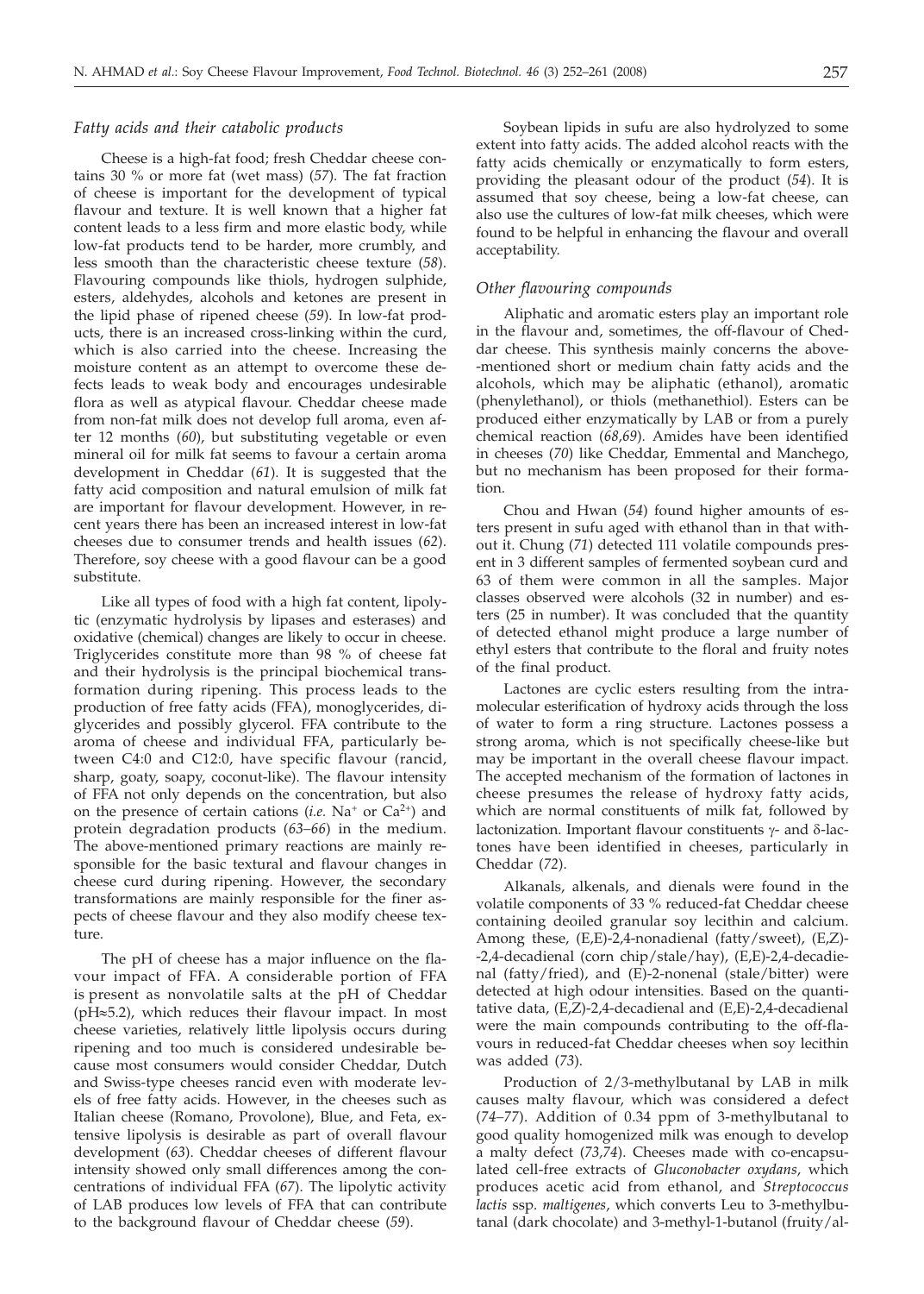### *Fatty acids and their catabolic products*

Cheese is a high-fat food; fresh Cheddar cheese contains 30 % or more fat (wet mass) (*57*). The fat fraction of cheese is important for the development of typical flavour and texture. It is well known that a higher fat content leads to a less firm and more elastic body, while low-fat products tend to be harder, more crumbly, and less smooth than the characteristic cheese texture (*58*). Flavouring compounds like thiols, hydrogen sulphide, esters, aldehydes, alcohols and ketones are present in the lipid phase of ripened cheese (*59*). In low-fat products, there is an increased cross-linking within the curd, which is also carried into the cheese. Increasing the moisture content as an attempt to overcome these defects leads to weak body and encourages undesirable flora as well as atypical flavour. Cheddar cheese made from non-fat milk does not develop full aroma, even after 12 months (*60*), but substituting vegetable or even mineral oil for milk fat seems to favour a certain aroma development in Cheddar (*61*). It is suggested that the fatty acid composition and natural emulsion of milk fat are important for flavour development. However, in recent years there has been an increased interest in low-fat cheeses due to consumer trends and health issues (*62*). Therefore, soy cheese with a good flavour can be a good substitute.

Like all types of food with a high fat content, lipolytic (enzymatic hydrolysis by lipases and esterases) and oxidative (chemical) changes are likely to occur in cheese. Triglycerides constitute more than 98 % of cheese fat and their hydrolysis is the principal biochemical transformation during ripening. This process leads to the production of free fatty acids (FFA), monoglycerides, diglycerides and possibly glycerol. FFA contribute to the aroma of cheese and individual FFA, particularly between C4:0 and C12:0, have specific flavour (rancid, sharp, goaty, soapy, coconut-like). The flavour intensity of FFA not only depends on the concentration, but also on the presence of certain cations (*i.e.* $Na^+$ or $Ca^{2+}$) and protein degradation products (*63–66*) in the medium. The above-mentioned primary reactions are mainly responsible for the basic textural and flavour changes in cheese curd during ripening. However, the secondary transformations are mainly responsible for the finer aspects of cheese flavour and they also modify cheese texture.

The pH of cheese has a major influence on the flavour impact of FFA. A considerable portion of FFA is present as nonvolatile salts at the pH of Cheddar (pH≈5.2), which reduces their flavour impact. In most cheese varieties, relatively little lipolysis occurs during ripening and too much is considered undesirable because most consumers would consider Cheddar, Dutch and Swiss-type cheeses rancid even with moderate levels of free fatty acids. However, in the cheeses such as Italian cheese (Romano, Provolone), Blue, and Feta, extensive lipolysis is desirable as part of overall flavour development (*63*). Cheddar cheeses of different flavour intensity showed only small differences among the concentrations of individual FFA (*67*). The lipolytic activity of LAB produces low levels of FFA that can contribute to the background flavour of Cheddar cheese (*59*).

Soybean lipids in sufu are also hydrolyzed to some extent into fatty acids. The added alcohol reacts with the fatty acids chemically or enzymatically to form esters, providing the pleasant odour of the product (*54*). It is assumed that soy cheese, being a low-fat cheese, can also use the cultures of low-fat milk cheeses, which were found to be helpful in enhancing the flavour and overall acceptability.

### *Other flavouring compounds*

Aliphatic and aromatic esters play an important role in the flavour and, sometimes, the off-flavour of Cheddar cheese. This synthesis mainly concerns the above-mentioned short or medium chain fatty acids and the alcohols, which may be aliphatic (ethanol), aromatic (phenylethanol), or thiols (methanethiol). Esters can be produced either enzymatically by LAB or from a purely chemical reaction (*68,69*). Amides have been identified in cheeses (*70*) like Cheddar, Emmental and Manchego, but no mechanism has been proposed for their formation.

Chou and Hwan (*54*) found higher amounts of esters present in sufu aged with ethanol than in that without it. Chung (*71*) detected 111 volatile compounds present in 3 different samples of fermented soybean curd and 63 of them were common in all the samples. Major classes observed were alcohols (32 in number) and esters (25 in number). It was concluded that the quantity of detected ethanol might produce a large number of ethyl esters that contribute to the floral and fruity notes of the final product.

Lactones are cyclic esters resulting from the intramolecular esterification of hydroxy acids through the loss of water to form a ring structure. Lactones possess a strong aroma, which is not specifically cheese-like but may be important in the overall cheese flavour impact. The accepted mechanism of the formation of lactones in cheese presumes the release of hydroxy fatty acids, which are normal constituents of milk fat, followed by lactonization. Important flavour constituents γ- and δ-lactones have been identified in cheeses, particularly in Cheddar (*72*).

Alkanals, alkenals, and dienals were found in the volatile components of 33 % reduced-fat Cheddar cheese containing deoiled granular soy lecithin and calcium. Among these, (E,E)-2,4-nonadienal (fatty/sweet), (E,Z)-2,4-decadienal (corn chip/stale/hay), (E,E)-2,4-decadienal (fatty/fried), and (E)-2-nonenal (stale/bitter) were detected at high odour intensities. Based on the quantitative data, (E,Z)-2,4-decadienal and (E,E)-2,4-decadienal were the main compounds contributing to the off-flavours in reduced-fat Cheddar cheeses when soy lecithin was added (*73*).

Production of 2/3-methylbutanal by LAB in milk causes malty flavour, which was considered a defect (*74–77*). Addition of 0.34 ppm of 3-methylbutanal to good quality homogenized milk was enough to develop a malty defect (*73,74*). Cheeses made with co-encapsulated cell-free extracts of *Gluconobacter oxydans*, which produces acetic acid from ethanol, and *Streptococcus lactis* ssp. *maltigenes*, which converts Leu to 3-methylbutanal (dark chocolate) and 3-methyl-1-butanol (fruity/al-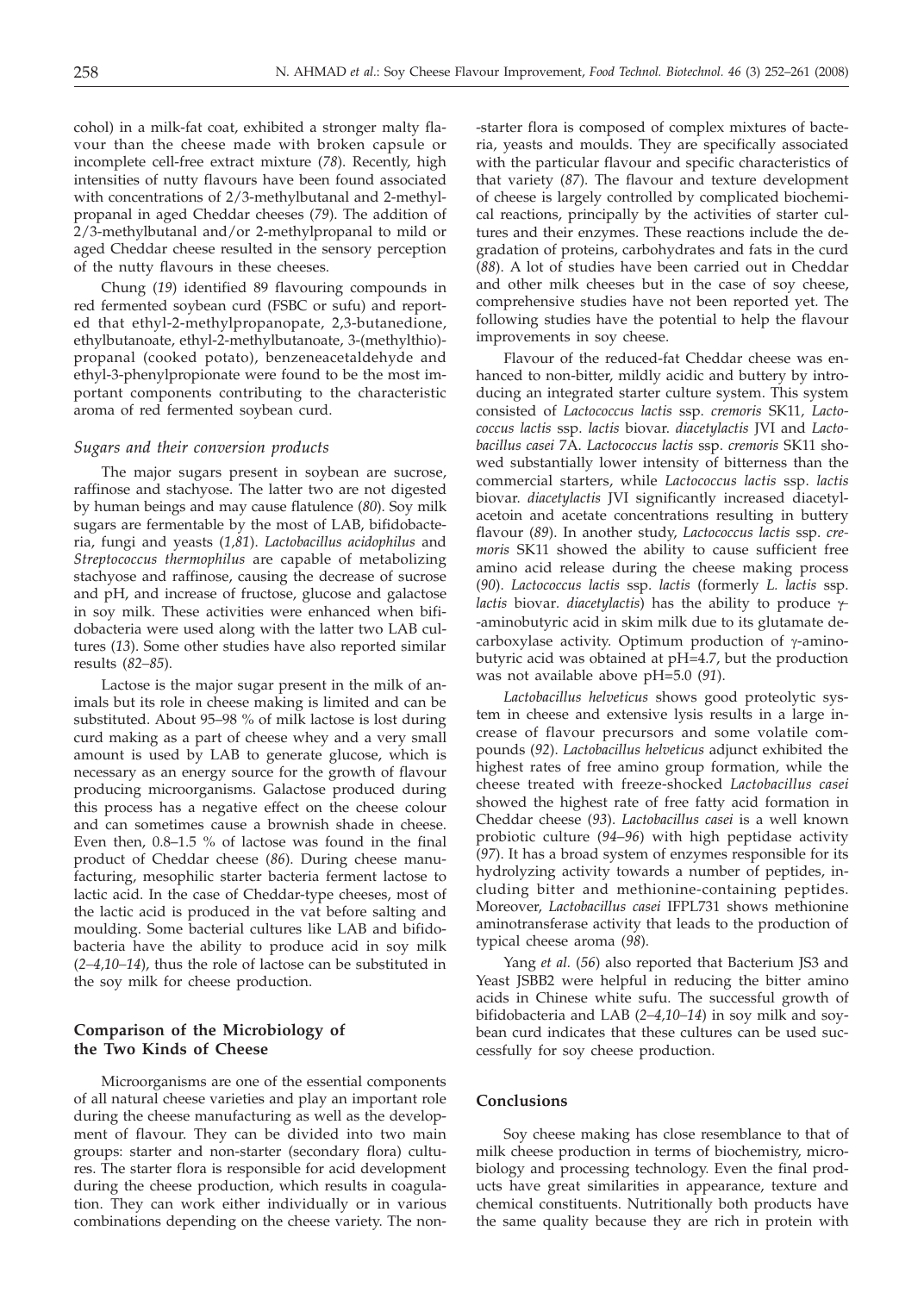cohol) in a milk-fat coat, exhibited a stronger malty flavour than the cheese made with broken capsule or incomplete cell-free extract mixture (*78*). Recently, high intensities of nutty flavours have been found associated with concentrations of 2/3-methylbutanal and 2-methylpropanal in aged Cheddar cheeses (*79*). The addition of 2/3-methylbutanal and/or 2-methylpropanal to mild or aged Cheddar cheese resulted in the sensory perception of the nutty flavours in these cheeses.

Chung (*19*) identified 89 flavouring compounds in red fermented soybean curd (FSBC or sufu) and reported that ethyl-2-methylpropanopate, 2,3-butanedione, ethylbutanoate, ethyl-2-methylbutanoate, 3-(methylthio)-propanal (cooked potato), benzeneacetaldehyde and ethyl-3-phenylpropionate were found to be the most important components contributing to the characteristic aroma of red fermented soybean curd.

### *Sugars and their conversion products*

The major sugars present in soybean are sucrose, raffinose and stachyose. The latter two are not digested by human beings and may cause flatulence (*80*). Soy milk sugars are fermentable by the most of LAB, bifidobacteria, fungi and yeasts (*1,81*). *Lactobacillus acidophilus* and *Streptococcus thermophilus* are capable of metabolizing stachyose and raffinose, causing the decrease of sucrose and pH, and increase of fructose, glucose and galactose in soy milk. These activities were enhanced when bifidobacteria were used along with the latter two LAB cultures (*13*). Some other studies have also reported similar results (*82–85*).

Lactose is the major sugar present in the milk of animals but its role in cheese making is limited and can be substituted. About 95–98 % of milk lactose is lost during curd making as a part of cheese whey and a very small amount is used by LAB to generate glucose, which is necessary as an energy source for the growth of flavour producing microorganisms. Galactose produced during this process has a negative effect on the cheese colour and can sometimes cause a brownish shade in cheese. Even then, 0.8–1.5 % of lactose was found in the final product of Cheddar cheese (*86*). During cheese manufacturing, mesophilic starter bacteria ferment lactose to lactic acid. In the case of Cheddar-type cheeses, most of the lactic acid is produced in the vat before salting and moulding. Some bacterial cultures like LAB and bifidobacteria have the ability to produce acid in soy milk (*2–4,10–14*), thus the role of lactose can be substituted in the soy milk for cheese production.

## Comparison of the Microbiology of the Two Kinds of Cheese

Microorganisms are one of the essential components of all natural cheese varieties and play an important role during the cheese manufacturing as well as the development of flavour. They can be divided into two main groups: starter and non-starter (secondary flora) cultures. The starter flora is responsible for acid development during the cheese production, which results in coagulation. They can work either individually or in various combinations depending on the cheese variety. The non-starter flora is composed of complex mixtures of bacteria, yeasts and moulds. They are specifically associated with the particular flavour and specific characteristics of that variety (*87*). The flavour and texture development of cheese is largely controlled by complicated biochemical reactions, principally by the activities of starter cultures and their enzymes. These reactions include the degradation of proteins, carbohydrates and fats in the curd (*88*). A lot of studies have been carried out in Cheddar and other milk cheeses but in the case of soy cheese, comprehensive studies have not been reported yet. The following studies have the potential to help the flavour improvements in soy cheese.

Flavour of the reduced-fat Cheddar cheese was enhanced to non-bitter, mildly acidic and buttery by introducing an integrated starter culture system. This system consisted of *Lactococcus lactis* ssp. *cremoris* SK11, *Lactococcus lactis* ssp. *lactis* biovar. *diacetylactis* JVI and *Lactobacillus casei* 7A. *Lactococcus lactis* ssp. *cremoris* SK11 showed substantially lower intensity of bitterness than the commercial starters, while *Lactococcus lactis* ssp. *lactis* biovar. *diacetylactis* JVI significantly increased diacetylacetoin and acetate concentrations resulting in buttery flavour (*89*). In another study, *Lactococcus lactis* ssp. *cremoris* SK11 showed the ability to cause sufficient free amino acid release during the cheese making process (*90*). *Lactococcus lactis* ssp. *lactis* (formerly *L. lactis* ssp. *lactis* biovar. *diacetylactis*) has the ability to produce γ-aminobutyric acid in skim milk due to its glutamate decarboxylase activity. Optimum production of γ-aminobutyric acid was obtained at pH=4.7, but the production was not available above pH=5.0 (*91*).

*Lactobacillus helveticus* shows good proteolytic system in cheese and extensive lysis results in a large increase of flavour precursors and some volatile compounds (*92*). *Lactobacillus helveticus* adjunct exhibited the highest rates of free amino group formation, while the cheese treated with freeze-shocked *Lactobacillus casei* showed the highest rate of free fatty acid formation in Cheddar cheese (*93*). *Lactobacillus casei* is a well known probiotic culture (*94–96*) with high peptidase activity (*97*). It has a broad system of enzymes responsible for its hydrolyzing activity towards a number of peptides, including bitter and methionine-containing peptides. Moreover, *Lactobacillus casei* IFPL731 shows methionine aminotransferase activity that leads to the production of typical cheese aroma (*98*).

Yang *et al.* (*56*) also reported that Bacterium JS3 and Yeast JSBB2 were helpful in reducing the bitter amino acids in Chinese white sufu. The successful growth of bifidobacteria and LAB (*2–4,10–14*) in soy milk and soybean curd indicates that these cultures can be used successfully for soy cheese production.

## Conclusions

Soy cheese making has close resemblance to that of milk cheese production in terms of biochemistry, microbiology and processing technology. Even the final products have great similarities in appearance, texture and chemical constituents. Nutritionally both products have the same quality because they are rich in protein with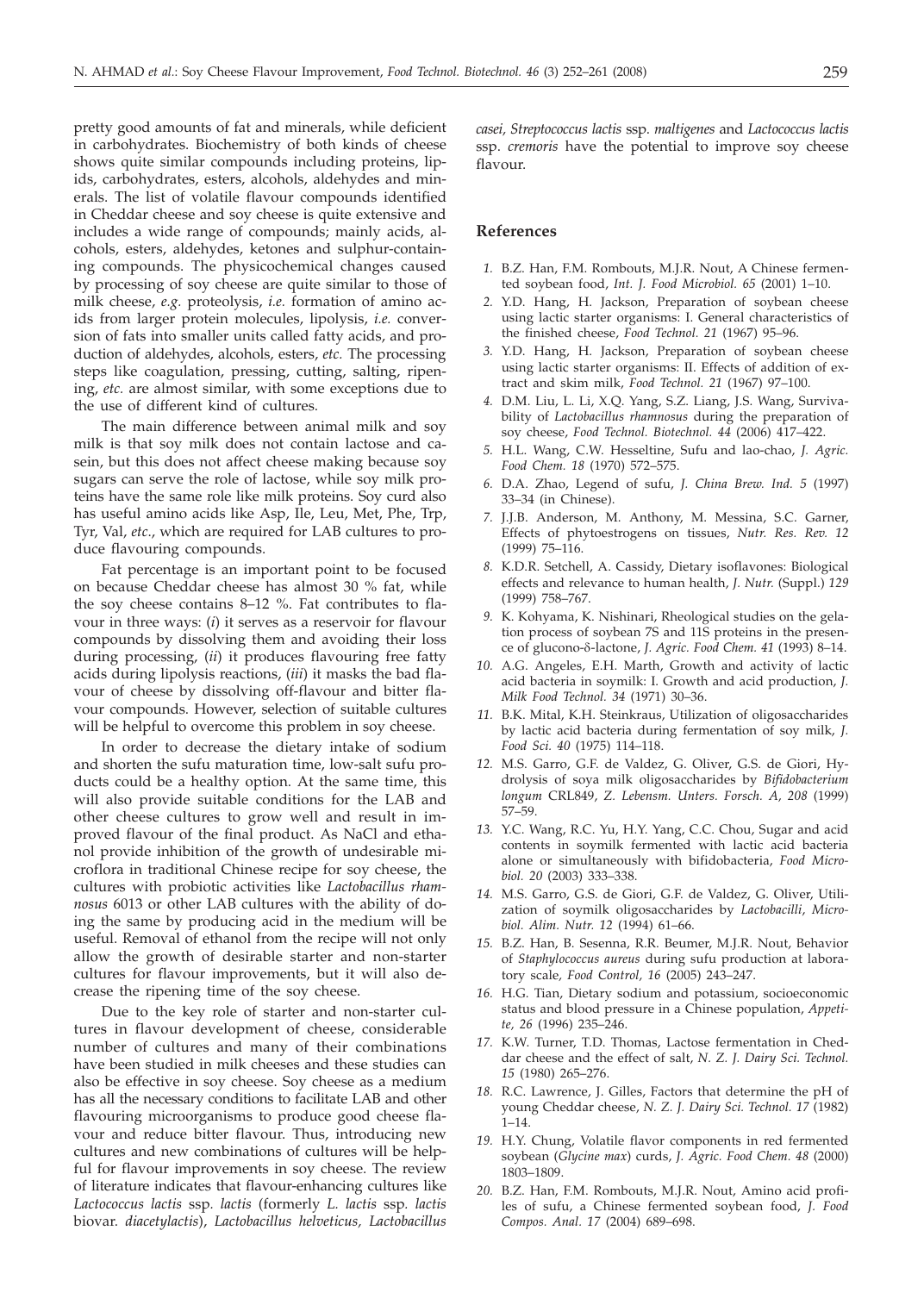pretty good amounts of fat and minerals, while deficient in carbohydrates. Biochemistry of both kinds of cheese shows quite similar compounds including proteins, lipids, carbohydrates, esters, alcohols, aldehydes and minerals. The list of volatile flavour compounds identified in Cheddar cheese and soy cheese is quite extensive and includes a wide range of compounds; mainly acids, alcohols, esters, aldehydes, ketones and sulphur-containing compounds. The physicochemical changes caused by processing of soy cheese are quite similar to those of milk cheese, *e.g.* proteolysis, *i.e.* formation of amino acids from larger protein molecules, lipolysis, *i.e.* conversion of fats into smaller units called fatty acids, and production of aldehydes, alcohols, esters, *etc.* The processing steps like coagulation, pressing, cutting, salting, ripening, *etc.* are almost similar, with some exceptions due to the use of different kind of cultures.

The main difference between animal milk and soy milk is that soy milk does not contain lactose and casein, but this does not affect cheese making because soy sugars can serve the role of lactose, while soy milk proteins have the same role like milk proteins. Soy curd also has useful amino acids like Asp, Ile, Leu, Met, Phe, Trp, Tyr, Val, *etc.*, which are required for LAB cultures to produce flavouring compounds.

Fat percentage is an important point to be focused on because Cheddar cheese has almost 30 % fat, while the soy cheese contains 8–12 %. Fat contributes to flavour in three ways: (*i*) it serves as a reservoir for flavour compounds by dissolving them and avoiding their loss during processing, (*ii*) it produces flavouring free fatty acids during lipolysis reactions, (*iii*) it masks the bad flavour of cheese by dissolving off-flavour and bitter flavour compounds. However, selection of suitable cultures will be helpful to overcome this problem in soy cheese.

In order to decrease the dietary intake of sodium and shorten the sufu maturation time, low-salt sufu products could be a healthy option. At the same time, this will also provide suitable conditions for the LAB and other cheese cultures to grow well and result in improved flavour of the final product. As NaCl and ethanol provide inhibition of the growth of undesirable microflora in traditional Chinese recipe for soy cheese, the cultures with probiotic activities like *Lactobacillus rhamnosus* 6013 or other LAB cultures with the ability of doing the same by producing acid in the medium will be useful. Removal of ethanol from the recipe will not only allow the growth of desirable starter and non-starter cultures for flavour improvements, but it will also decrease the ripening time of the soy cheese.

Due to the key role of starter and non-starter cultures in flavour development of cheese, considerable number of cultures and many of their combinations have been studied in milk cheeses and these studies can also be effective in soy cheese. Soy cheese as a medium has all the necessary conditions to facilitate LAB and other flavouring microorganisms to produce good cheese flavour and reduce bitter flavour. Thus, introducing new cultures and new combinations of cultures will be helpful for flavour improvements in soy cheese. The review of literature indicates that flavour-enhancing cultures like *Lactococcus lactis* ssp. *lactis* (formerly *L. lactis* ssp. *lactis* biovar. *diacetylactis*), *Lactobacillus helveticus*, *Lactobacillus casei*, *Streptococcus lactis* ssp. *maltigenes* and *Lactococcus lactis* ssp. *cremoris* have the potential to improve soy cheese flavour.

## References

1. B.Z. Han, F.M. Rombouts, M.J.R. Nout, A Chinese fermented soybean food, *Int. J. Food Microbiol. 65* (2001) 1–10.
2. Y.D. Hang, H. Jackson, Preparation of soybean cheese using lactic starter organisms: I. General characteristics of the finished cheese, *Food Technol. 21* (1967) 95–96.
3. Y.D. Hang, H. Jackson, Preparation of soybean cheese using lactic starter organisms: II. Effects of addition of extract and skim milk, *Food Technol. 21* (1967) 97–100.
4. D.M. Liu, L. Li, X.Q. Yang, S.Z. Liang, J.S. Wang, Survivability of *Lactobacillus rhamnosus* during the preparation of soy cheese, *Food Technol. Biotechnol. 44* (2006) 417–422.
5. H.L. Wang, C.W. Hesseltine, Sufu and lao-chao, *J. Agric. Food Chem. 18* (1970) 572–575.
6. D.A. Zhao, Legend of sufu, *J. China Brew. Ind. 5* (1997) 33–34 (in Chinese).
7. J.J.B. Anderson, M. Anthony, M. Messina, S.C. Garner, Effects of phytoestrogens on tissues, *Nutr. Res. Rev. 12* (1999) 75–116.
8. K.D.R. Setchell, A. Cassidy, Dietary isoflavones: Biological effects and relevance to human health, *J. Nutr.* (Suppl.) *129* (1999) 758–767.
9. K. Kohyama, K. Nishinari, Rheological studies on the gelation process of soybean 7S and 11S proteins in the presence of glucono-δ-lactone, *J. Agric. Food Chem. 41* (1993) 8–14.
10. A.G. Angeles, E.H. Marth, Growth and activity of lactic acid bacteria in soymilk: I. Growth and acid production, *J. Milk Food Technol. 34* (1971) 30–36.
11. B.K. Mital, K.H. Steinkraus, Utilization of oligosaccharides by lactic acid bacteria during fermentation of soy milk, *J. Food Sci. 40* (1975) 114–118.
12. M.S. Garro, G.F. de Valdez, G. Oliver, G.S. de Giori, Hydrolysis of soya milk oligosaccharides by *Bifidobacterium longum* CRL849, *Z. Lebensm. Unters. Forsch. A, 208* (1999) 57–59.
13. Y.C. Wang, R.C. Yu, H.Y. Yang, C.C. Chou, Sugar and acid contents in soymilk fermented with lactic acid bacteria alone or simultaneously with bifidobacteria, *Food Microbiol. 20* (2003) 333–338.
14. M.S. Garro, G.S. de Giori, G.F. de Valdez, G. Oliver, Utilization of soymilk oligosaccharides by *Lactobacilli*, *Microbiol. Alim. Nutr. 12* (1994) 61–66.
15. B.Z. Han, B. Sesenna, R.R. Beumer, M.J.R. Nout, Behavior of *Staphylococcus aureus* during sufu production at laboratory scale, *Food Control, 16* (2005) 243–247.
16. H.G. Tian, Dietary sodium and potassium, socioeconomic status and blood pressure in a Chinese population, *Appetite, 26* (1996) 235–246.
17. K.W. Turner, T.D. Thomas, Lactose fermentation in Cheddar cheese and the effect of salt, *N. Z. J. Dairy Sci. Technol. 15* (1980) 265–276.
18. R.C. Lawrence, J. Gilles, Factors that determine the pH of young Cheddar cheese, *N. Z. J. Dairy Sci. Technol. 17* (1982) 1–14.
19. H.Y. Chung, Volatile flavor components in red fermented soybean (*Glycine max*) curds, *J. Agric. Food Chem. 48* (2000) 1803–1809.
20. B.Z. Han, F.M. Rombouts, M.J.R. Nout, Amino acid profiles of sufu, a Chinese fermented soybean food, *J. Food Compos. Anal. 17* (2004) 689–698.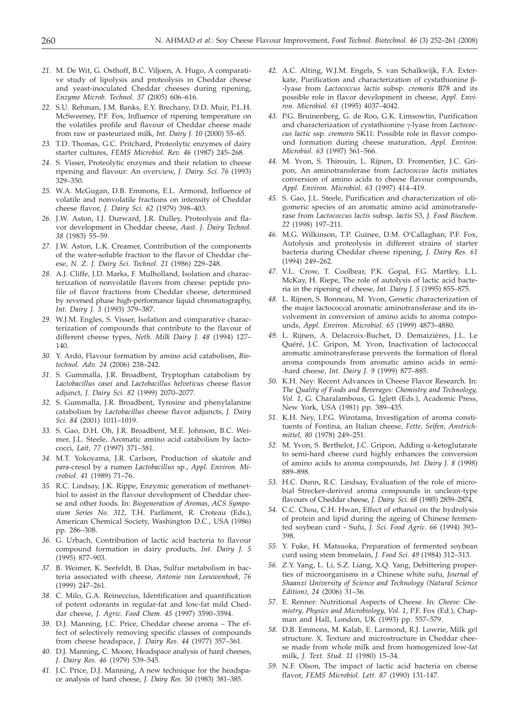21. M. De Wit, G. Osthoff, B.C. Viljoen, A. Hugo, A comparative study of lipolysis and proteolysis in Cheddar cheese and yeast-inoculated Cheddar cheeses during ripening, *Enzyme Microb. Technol. 37* (2005) 606–616.
22. S.U. Rehman, J.M. Banks, E.Y. Brechany, D.D. Muir, P.L.H. McSweeney, P.F. Fox, Influence of ripening temperature on the volatiles profile and flavour of Cheddar cheese made from raw or pasteurized milk, *Int. Dairy J. 10* (2000) 55–65.
23. T.D. Thomas, G.C. Pritchard, Proteolytic enzymes of dairy starter cultures, *FEMS Microbiol. Rev. 46* (1987) 245–268.
24. S. Visser, Proteolytic enzymes and their relation to cheese ripening and flavour: An overview, *J. Dairy. Sci. 76* (1993) 329–350.
25. W.A. McGugan, D.B. Emmons, E.L. Armond, Influence of volatile and nonvolatile fractions on intensity of Cheddar cheese flavor, *J. Dairy Sci. 62* (1979) 398–403.
26. J.W. Aston, I.J. Durward, J.R. Dulley, Proteolysis and flavor development in Cheddar cheese, *Aust. J. Dairy Technol. 38* (1983) 55–59.
27. J.W. Aston, L.K. Creamer, Contribution of the components of the water-soluble fraction to the flavor of Cheddar cheese, *N. Z. J. Dairy Sci. Technol. 21* (1986) 229–248.
28. A.J. Cliffe, J.D. Marks, F. Mulholland, Isolation and characterization of nonvolatile flavors from cheese: peptide profile of flavor fractions from Cheddar cheese, determined by reversed phase high-performance liquid chromatography, *Int. Dairy J. 3* (1993) 379–387.
29. W.J.M. Engles, S. Visser, Isolation and comparative characterization of compounds that contribute to the flavour of different cheese types, *Neth. Milk Dairy J. 48* (1994) 127–140.
30. Y. Ardö, Flavour formation by amino acid catabolism, *Biotechnol. Adv. 24* (2006) 238–242.
31. S. Gummalla, J.R. Broadbent, Tryptophan catabolism by *Lactobacillus casei* and *Lactobacillus helveticus* cheese flavor adjunct, *J. Dairy Sci. 82* (1999) 2070–2077.
32. S. Gummalla, J.R. Broadbent, Tyrosine and phenylalanine catabolism by *Lactobacillus* cheese flavor adjuncts, *J. Dairy Sci. 84* (2001) 1011–1019.
33. S. Gao, D.H. Oh, J.R. Broadbent, M.E. Johnson, B.C. Weimer, J.L. Steele, Aromatic amino acid catabolism by lactococci, *Lait, 77* (1997) 371–381.
34. M.T. Yokoyama, J.R. Carlson, Production of skatole and *para*-cresol by a rumen *Lactobacillus* sp., *Appl. Environ. Microbiol. 41* (1989) 71–76.
35. R.C. Lindsay, J.K. Rippe, Enzymic generation of methanethiol to assist in the flavour development of Cheddar cheese and other foods. In: *Biogeneration of Aromas, ACS Symposium Series No. 312*, T.H. Parliment, R. Croteau (Eds.), American Chemical Society, Washington D.C., USA (1986) pp. 286–308.
36. G. Urbach, Contribution of lactic acid bacteria to flavour compound formation in dairy products, *Int. Dairy J. 5* (1995) 877–903.
37. B. Weimer, K. Seefeldt, B. Dias, Sulfur metabolism in bacteria associated with cheese, *Antonie van Leeuwenhoek, 76* (1999) 247–261.
38. C. Milo, G.A. Reineccius, Identification and quantification of potent odorants in regular-fat and low-fat mild Cheddar cheese, *J. Agric. Food Chem. 45* (1997) 3590–3594.
39. D.J. Manning, J.C. Price, Cheddar cheese aroma – The effect of selectively removing specific classes of compounds from cheese headspace, *J. Dairy Res. 44* (1977) 357–361.
40. D.J. Manning, C. Moore, Headspace analysis of hard cheeses, *J. Dairy Res. 46* (1979) 539–545.
41. J.C. Price, D.J. Manning, A new technique for the headspace analysis of hard cheese, *J. Dairy Res. 50* (1983) 381–385.
42. A.C. Alting, W.J.M. Engels, S. van Schalkwijk, F.A. Exterkate, Purification and characterization of cystathionine β-lyase from *Lactococcus lactis* subsp. *cremoris* B78 and its possible role in flavor development in cheese, *Appl. Environ. Microbiol. 61* (1995) 4037–4042.
43. P.G. Bruinenberg, G. de Roo, G.K. Limsowtin, Purification and characterization of cystathionine γ-lyase from *Lactococcus lactic* ssp. *cremoris* SK11: Possible role in flavor compound formation during cheese maturation, *Appl. Environ. Microbiol. 63* (1997) 561–566.
44. M. Yvon, S. Thirouin, L. Rijnen, D. Fromentier, J.C. Gripon, An aminotransferase from *Lactococcus lactis* initiates conversion of amino acids to cheese flavour compounds, *Appl. Environ. Microbiol. 63* (1997) 414–419.
45. S. Gao, J.L. Steele, Purification and characterization of oligomeric species of an aromatic amino acid aminotransferase from *Lactococcus lactis* subsp. *lactis* S3, *J. Food Biochem. 22* (1998) 197–211.
46. M.G. Wilkinson, T.P. Guinee, D.M. O'Callaghan, P.F. Fox, Autolysis and proteolysis in different strains of starter bacteria during Cheddar cheese ripening, *J. Dairy Res. 61* (1994) 249–262.
47. V.L. Crow, T. Coolbear, P.K. Gopal, F.G. Martley, L.L. McKay, H. Riepe, The role of autolysis of lactic acid bacteria in the ripening of cheese, *Int. Dairy J. 5* (1995) 855–875.
48. L. Rijnen, S. Bonneau, M. Yvon, Genetic characterization of the major lactococcal aromatic aminotransferase and its involvement in conversion of amino acids to aroma compounds, *Appl. Environ. Microbiol. 65* (1999) 4873–4880.
49. L. Rijnen, A. Delacroix-Buchet, D. Demaizières, J.L. Le Quéré, J.C. Gripon, M. Yvon, Inactivation of lactococcal aromatic aminotransferase prevents the formation of floral aroma compounds from aromatic amino acids in semi-hard cheese, *Int. Dairy J. 9* (1999) 877–885.
50. K.H. Ney: Recent Advances in Cheese Flavor Research. In: *The Quality of Foods and Beverages: Chemistry and Technology, Vol. 1*, G. Charalambous, G. Iglett (Eds.), Academic Press, New York, USA (1981) pp. 389–435.
51. K.H. Ney, I.P.G. Wirotama, Investigation of aroma constituents of Fontina, an Italian cheese, *Fette, Seifen, Anstrichmittel, 80* (1978) 249–251.
52. M. Yvon, S. Berthelot, J.C. Gripon, Adding α-ketoglutarate to semi-hard cheese curd highly enhances the conversion of amino acids to aroma compounds, *Int. Dairy J. 8* (1998) 889–898.
53. H.C. Dunn, R.C. Lindsay, Evaluation of the role of microbial Strecker-derived aroma compounds in unclean-type flavours of Cheddar cheese, *J. Dairy Sci. 68* (1985) 2859–2874.
54. C.C. Chou, C.H. Hwan, Effect of ethanol on the hydrolysis of protein and lipid during the ageing of Chinese fermented soybean curd - Sufu, *J. Sci. Food Agric. 66* (1994) 393–398.
55. Y. Fuke, H. Matsuoka, Preparation of fermented soybean curd using stem bromelain, *J. Food Sci. 49* (1984) 312–313.
56. Z.Y. Yang, L. Li, S.Z. Liang, X.Q. Yang, Debittering properties of microorganisms in a Chinese white sufu, *Journal of Shaanxi University of Science and Technology (Natural Science Edition), 24* (2006) 31–36.
57. E. Renner: Nutritional Aspects of Cheese. In: *Cheese: Chemistry, Physics and Microbiology, Vol. 1*, P.F. Fox (Ed.), Chapman and Hall, London, UK (1993) pp. 557–579.
58. D.B. Emmons, M. Kalab, E. Larmond, R.J. Lowrie, Milk gel structure. X. Texture and microstructure in Cheddar cheese made from whole milk and from homogenized low-fat milk, *J. Text. Stud. 11* (1980) 15–34.
59. N.F. Olson, The impact of lactic acid bacteria on cheese flavor, *FEMS Microbiol. Lett. 87* (1990) 131-147.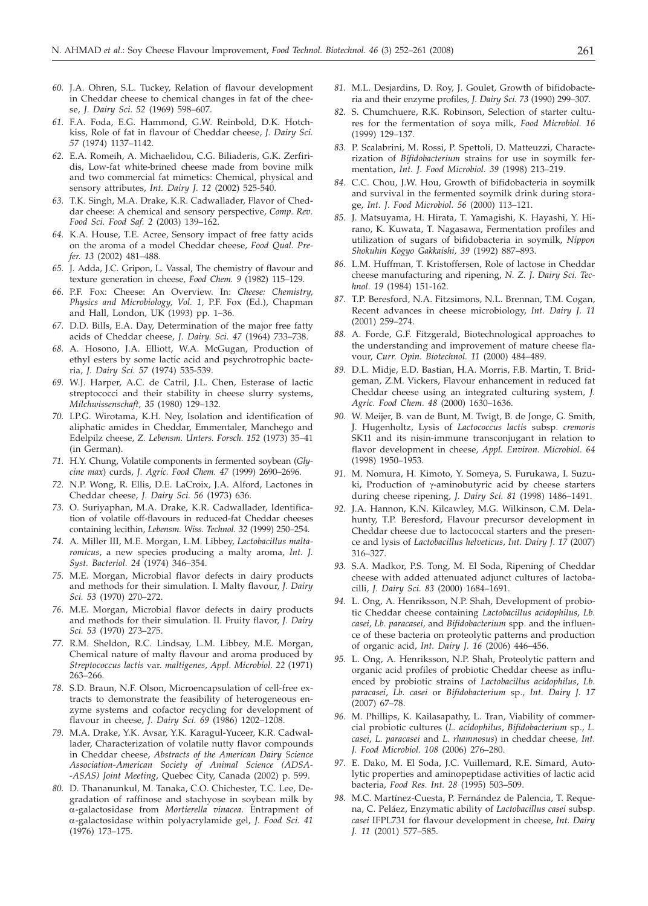60. J.A. Ohren, S.L. Tuckey, Relation of flavour development in Cheddar cheese to chemical changes in fat of the cheese, *J. Dairy Sci. 52* (1969) 598–607.

61. F.A. Foda, E.G. Hammond, G.W. Reinbold, D.K. Hotchkiss, Role of fat in flavour of Cheddar cheese, *J. Dairy Sci. 57* (1974) 1137–1142.

62. E.A. Romeih, A. Michaelidou, C.G. Biliaderis, G.K. Zerfiridis, Low-fat white-brined cheese made from bovine milk and two commercial fat mimetics: Chemical, physical and sensory attributes, *Int. Dairy J. 12* (2002) 525-540.

63. T.K. Singh, M.A. Drake, K.R. Cadwallader, Flavor of Cheddar cheese: A chemical and sensory perspective, *Comp. Rev. Food Sci. Food Saf. 2* (2003) 139–162.

64. K.A. House, T.E. Acree, Sensory impact of free fatty acids on the aroma of a model Cheddar cheese, *Food Qual. Prefer. 13* (2002) 481–488.

65. J. Adda, J.C. Gripon, L. Vassal, The chemistry of flavour and texture generation in cheese, *Food Chem. 9* (1982) 115–129.

66. P.F. Fox: Cheese: An Overview. In: *Cheese: Chemistry, Physics and Microbiology, Vol. 1*, P.F. Fox (Ed.), Chapman and Hall, London, UK (1993) pp. 1–36.

67. D.D. Bills, E.A. Day, Determination of the major free fatty acids of Cheddar cheese, *J. Dairy. Sci. 47* (1964) 733–738.

68. A. Hosono, J.A. Elliott, W.A. McGugan, Production of ethyl esters by some lactic acid and psychrotrophic bacteria, *J. Dairy Sci. 57* (1974) 535-539.

69. W.J. Harper, A.C. de Catril, J.L. Chen, Esterase of lactic streptococci and their stability in cheese slurry systems, *Milchwissenschaft, 35* (1980) 129–132.

70. I.P.G. Wirotama, K.H. Ney, Isolation and identification of aliphatic amides in Cheddar, Emmentaler, Manchego and Edelpilz cheese, *Z. Lebensm. Unters. Forsch. 152* (1973) 35–41 (in German).

71. H.Y. Chung, Volatile components in fermented soybean (*Glycine max*) curds, *J. Agric. Food Chem. 47* (1999) 2690–2696.

72. N.P. Wong, R. Ellis, D.E. LaCroix, J.A. Alford, Lactones in Cheddar cheese, *J. Dairy Sci. 56* (1973) 636.

73. O. Suriyaphan, M.A. Drake, K.R. Cadwallader, Identification of volatile off-flavours in reduced-fat Cheddar cheeses containing lecithin, *Lebensm. Wiss. Technol. 32* (1999) 250–254.

74. A. Miller III, M.E. Morgan, L.M. Libbey, *Lactobacillus maltaromicus*, a new species producing a malty aroma, *Int. J. Syst. Bacteriol. 24* (1974) 346–354.

75. M.E. Morgan, Microbial flavor defects in dairy products and methods for their simulation. I. Malty flavour, *J. Dairy Sci. 53* (1970) 270–272.

76. M.E. Morgan, Microbial flavor defects in dairy products and methods for their simulation. II. Fruity flavor, *J. Dairy Sci. 53* (1970) 273–275.

77. R.M. Sheldon, R.C. Lindsay, L.M. Libbey, M.E. Morgan, Chemical nature of malty flavour and aroma produced by *Streptococcus lactis* var. *maltigenes*, *Appl. Microbiol. 22* (1971) 263–266.

78. S.D. Braun, N.F. Olson, Microencapsulation of cell-free extracts to demonstrate the feasibility of heterogeneous enzyme systems and cofactor recycling for development of flavour in cheese, *J. Dairy Sci. 69* (1986) 1202–1208.

79. M.A. Drake, Y.K. Avsar, Y.K. Karagul-Yuceer, K.R. Cadwallader, Characterization of volatile nutty flavor compounds in Cheddar cheese, *Abstracts of the American Dairy Science Association-American Society of Animal Science (ADSA-ASAS) Joint Meeting*, Quebec City, Canada (2002) p. 599.

80. D. Thananunkul, M. Tanaka, C.O. Chichester, T.C. Lee, Degradation of raffinose and stachyose in soybean milk by α-galactosidase from *Mortierella vinacea*. Entrapment of α-galactosidase within polyacrylamide gel, *J. Food Sci. 41* (1976) 173–175.

81. M.L. Desjardins, D. Roy, J. Goulet, Growth of bifidobacteria and their enzyme profiles, *J. Dairy Sci. 73* (1990) 299–307.

82. S. Chumchuere, R.K. Robinson, Selection of starter cultures for the fermentation of soya milk, *Food Microbiol. 16* (1999) 129–137.

83. P. Scalabrini, M. Rossi, P. Spettoli, D. Matteuzzi, Characterization of *Bifidobacterium* strains for use in soymilk fermentation, *Int. J. Food Microbiol. 39* (1998) 213–219.

84. C.C. Chou, J.W. Hou, Growth of bifidobacteria in soymilk and survival in the fermented soymilk drink during storage, *Int. J. Food Microbiol. 56* (2000) 113–121.

85. J. Matsuyama, H. Hirata, T. Yamagishi, K. Hayashi, Y. Hirano, K. Kuwata, T. Nagasawa, Fermentation profiles and utilization of sugars of bifidobacteria in soymilk, *Nippon Shokuhin Kogyo Gakkaishi, 39* (1992) 887–893.

86. L.M. Huffman, T. Kristoffersen, Role of lactose in Cheddar cheese manufacturing and ripening, *N. Z. J. Dairy Sci. Technol. 19* (1984) 151-162.

87. T.P. Beresford, N.A. Fitzsimons, N.L. Brennan, T.M. Cogan, Recent advances in cheese microbiology, *Int. Dairy J. 11* (2001) 259–274.

88. A. Forde, G.F. Fitzgerald, Biotechnological approaches to the understanding and improvement of mature cheese flavour, *Curr. Opin. Biotechnol. 11* (2000) 484–489.

89. D.L. Midje, E.D. Bastian, H.A. Morris, F.B. Martin, T. Bridgeman, Z.M. Vickers, Flavour enhancement in reduced fat Cheddar cheese using an integrated culturing system, *J. Agric. Food Chem. 48* (2000) 1630–1636.

90. W. Meijer, B. van de Bunt, M. Twigt, B. de Jonge, G. Smith, J. Hugenholtz, Lysis of *Lactococcus lactis* subsp. *cremoris* SK11 and its nisin-immune transconjugant in relation to flavor development in cheese, *Appl. Environ. Microbiol. 64* (1998) 1950–1953.

91. M. Nomura, H. Kimoto, Y. Someya, S. Furukawa, I. Suzuki, Production of γ-aminobutyric acid by cheese starters during cheese ripening, *J. Dairy Sci. 81* (1998) 1486–1491.

92. J.A. Hannon, K.N. Kilcawley, M.G. Wilkinson, C.M. Delahunty, T.P. Beresford, Flavour precursor development in Cheddar cheese due to lactococcal starters and the presence and lysis of *Lactobacillus helveticus*, *Int. Dairy J. 17* (2007) 316–327.

93. S.A. Madkor, P.S. Tong, M. El Soda, Ripening of Cheddar cheese with added attenuated adjunct cultures of lactobacilli, *J. Dairy Sci. 83* (2000) 1684–1691.

94. L. Ong, A. Henriksson, N.P. Shah, Development of probiotic Cheddar cheese containing *Lactobacillus acidophilus*, *Lb. casei*, *Lb. paracasei*, and *Bifidobacterium* spp. and the influence of these bacteria on proteolytic patterns and production of organic acid, *Int. Dairy J. 16* (2006) 446–456.

95. L. Ong, A. Henriksson, N.P. Shah, Proteolytic pattern and organic acid profiles of probiotic Cheddar cheese as influenced by probiotic strains of *Lactobacillus acidophilus*, *Lb. paracasei*, *Lb. casei* or *Bifidobacterium* sp., *Int. Dairy J. 17* (2007) 67–78.

96. M. Phillips, K. Kailasapathy, L. Tran, Viability of commercial probiotic cultures (*L. acidophilus*, *Bifidobacterium* sp., *L. casei*, *L. paracasei* and *L. rhamnosus*) in cheddar cheese, *Int. J. Food Microbiol. 108* (2006) 276–280.

97. E. Dako, M. El Soda, J.C. Vuillemard, R.E. Simard, Autolytic properties and aminopeptidase activities of lactic acid bacteria, *Food Res. Int. 28* (1995) 503–509.

98. M.C. Martínez-Cuesta, P. Fernández de Palencia, T. Requena, C. Peláez, Enzymatic ability of *Lactobacillus casei* subsp. *casei* IFPL731 for flavour development in cheese, *Int. Dairy J. 11* (2001) 577–585.